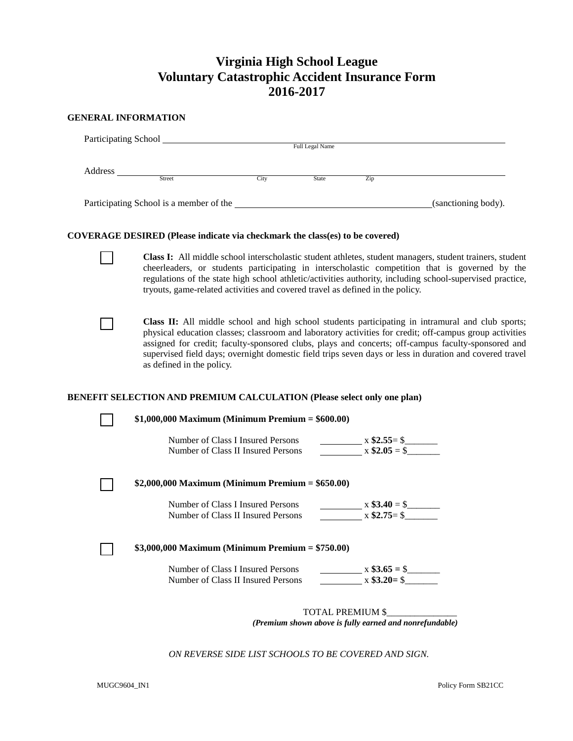# Virginia High School League
# Voluntary Catastrophic Accident Insurance Form
# 2016-2017

**GENERAL INFORMATION**

Participating School ______________________________________________
Full Legal Name

Address ______________________________________________
Street City State Zip

Participating School is a member of the ______________________________(sanctioning body).

**COVERAGE DESIRED (Please indicate via checkmark the class(es) to be covered)**

☐ **Class I:** All middle school interscholastic student athletes, student managers, student trainers, student cheerleaders, or students participating in interscholastic competition that is governed by the regulations of the state high school athletic/activities authority, including school-supervised practice, tryouts, game-related activities and covered travel as defined in the policy.

☐ **Class II:** All middle school and high school students participating in intramural and club sports; physical education classes; classroom and laboratory activities for credit; off-campus group activities assigned for credit; faculty-sponsored clubs, plays and concerts; off-campus faculty-sponsored and supervised field days; overnight domestic field trips seven days or less in duration and covered travel as defined in the policy.

**BENEFIT SELECTION AND PREMIUM CALCULATION (Please select only one plan)**

☐ **$1,000,000 Maximum (Minimum Premium = $600.00)**

Number of Class I Insured Persons ________ x **$2.55**= $_______
Number of Class II Insured Persons ________ x **$2.05** = $_______

☐ **$2,000,000 Maximum (Minimum Premium = $650.00)**

Number of Class I Insured Persons ________ x **$3.40** = $_______
Number of Class II Insured Persons ________ x **$2.75**= $_______

☐ **$3,000,000 Maximum (Minimum Premium = $750.00)**

Number of Class I Insured Persons ________ x **$3.65 =** $_______
Number of Class II Insured Persons ________ x **$3.20=** $_______

TOTAL PREMIUM $_______________
***(Premium shown above is fully earned and nonrefundable)***

*ON REVERSE SIDE LIST SCHOOLS TO BE COVERED AND SIGN.*

MUGC9604_IN1 Policy Form SB21CC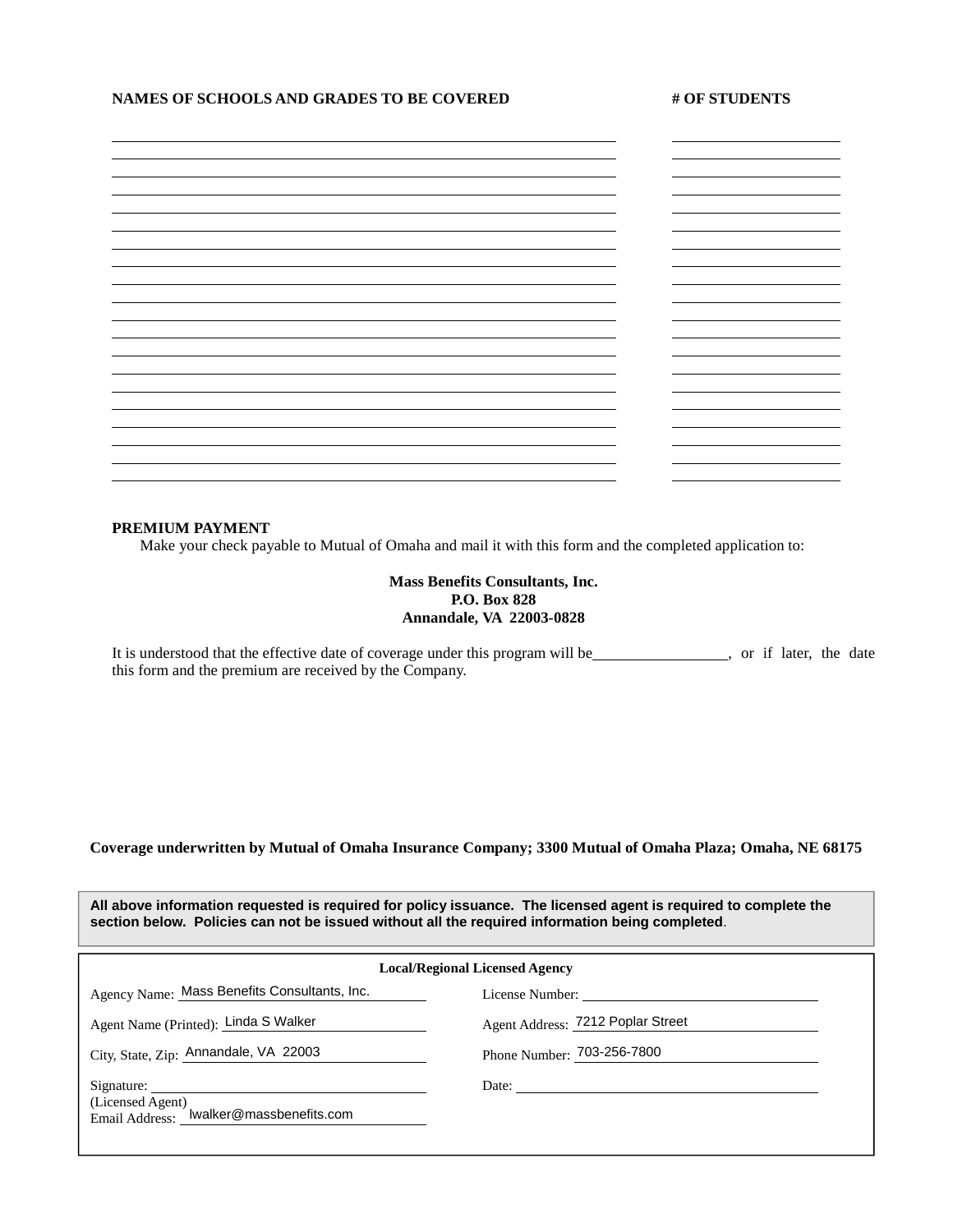| NAMES OF SCHOOLS AND GRADES TO BE COVERED | # OF STUDENTS |
|---|---|
| | |
| | |
| | |
| | |
| | |
| | |
| | |
| | |
| | |
| | |
| | |
| | |
| | |
| | |
| | |
| | |
| | |
| | |
| | |
| | |

**PREMIUM PAYMENT**

Make your check payable to Mutual of Omaha and mail it with this form and the completed application to:

**Mass Benefits Consultants, Inc.**
**P.O. Box 828**
**Annandale, VA 22003-0828**

It is understood that the effective date of coverage under this program will be_________________, or if later, the date this form and the premium are received by the Company.

**Coverage underwritten by Mutual of Omaha Insurance Company; 3300 Mutual of Omaha Plaza; Omaha, NE 68175**

**All above information requested is required for policy issuance. The licensed agent is required to complete the section below. Policies can not be issued without all the required information being completed**.

**Local/Regional Licensed Agency**

| | |
|---|---|
| Agency Name: Mass Benefits Consultants, Inc. | License Number: |
| Agent Name (Printed): Linda S Walker | Agent Address: 7212 Poplar Street |
| City, State, Zip: Annandale, VA 22003 | Phone Number: 703-256-7800 |
| Signature: (Licensed Agent) | Date: |
| Email Address: lwalker@massbenefits.com | |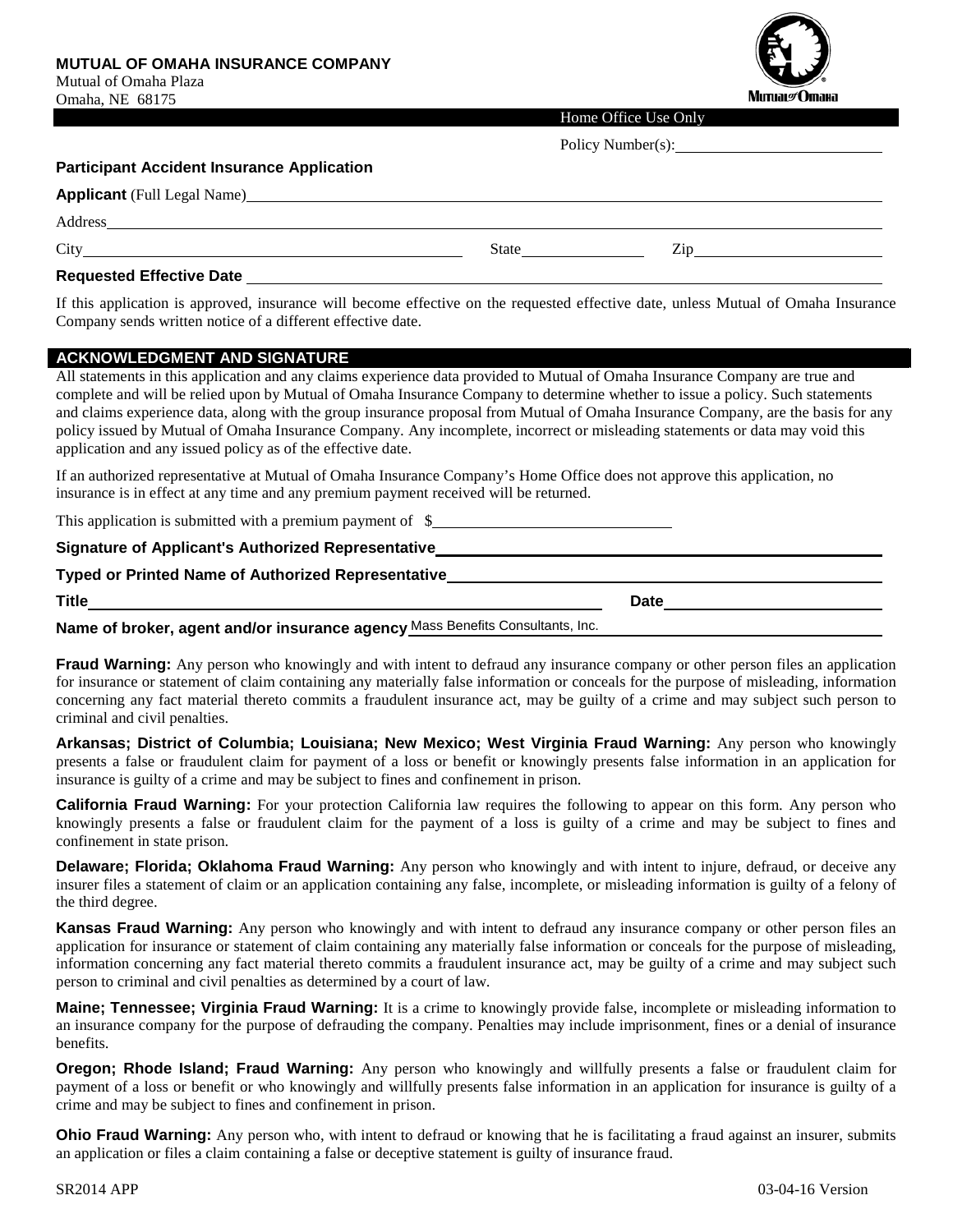**MUTUAL OF OMAHA INSURANCE COMPANY**
Mutual of Omaha Plaza
Omaha, NE 68175

Home Office Use Only

Policy Number(s): ____________________

## Participant Accident Insurance Application

**Applicant** (Full Legal Name) ____________________

Address ____________________

City ____________________ State __________ Zip __________

**Requested Effective Date** ____________________

If this application is approved, insurance will become effective on the requested effective date, unless Mutual of Omaha Insurance Company sends written notice of a different effective date.

## ACKNOWLEDGMENT AND SIGNATURE

All statements in this application and any claims experience data provided to Mutual of Omaha Insurance Company are true and complete and will be relied upon by Mutual of Omaha Insurance Company to determine whether to issue a policy. Such statements and claims experience data, along with the group insurance proposal from Mutual of Omaha Insurance Company, are the basis for any policy issued by Mutual of Omaha Insurance Company. Any incomplete, incorrect or misleading statements or data may void this application and any issued policy as of the effective date.

If an authorized representative at Mutual of Omaha Insurance Company's Home Office does not approve this application, no insurance is in effect at any time and any premium payment received will be returned.

This application is submitted with a premium payment of $ ____________________

**Signature of Applicant's Authorized Representative** ____________________

**Typed or Printed Name of Authorized Representative** ____________________

**Title** ____________________ **Date** ____________________

**Name of broker, agent and/or insurance agency** Mass Benefits Consultants, Inc.

**Fraud Warning:** Any person who knowingly and with intent to defraud any insurance company or other person files an application for insurance or statement of claim containing any materially false information or conceals for the purpose of misleading, information concerning any fact material thereto commits a fraudulent insurance act, may be guilty of a crime and may subject such person to criminal and civil penalties.

**Arkansas; District of Columbia; Louisiana; New Mexico; West Virginia Fraud Warning:** Any person who knowingly presents a false or fraudulent claim for payment of a loss or benefit or knowingly presents false information in an application for insurance is guilty of a crime and may be subject to fines and confinement in prison.

**California Fraud Warning:** For your protection California law requires the following to appear on this form. Any person who knowingly presents a false or fraudulent claim for the payment of a loss is guilty of a crime and may be subject to fines and confinement in state prison.

**Delaware; Florida; Oklahoma Fraud Warning:** Any person who knowingly and with intent to injure, defraud, or deceive any insurer files a statement of claim or an application containing any false, incomplete, or misleading information is guilty of a felony of the third degree.

**Kansas Fraud Warning:** Any person who knowingly and with intent to defraud any insurance company or other person files an application for insurance or statement of claim containing any materially false information or conceals for the purpose of misleading, information concerning any fact material thereto commits a fraudulent insurance act, may be guilty of a crime and may subject such person to criminal and civil penalties as determined by a court of law.

**Maine; Tennessee; Virginia Fraud Warning:** It is a crime to knowingly provide false, incomplete or misleading information to an insurance company for the purpose of defrauding the company. Penalties may include imprisonment, fines or a denial of insurance benefits.

**Oregon; Rhode Island; Fraud Warning:** Any person who knowingly and willfully presents a false or fraudulent claim for payment of a loss or benefit or who knowingly and willfully presents false information in an application for insurance is guilty of a crime and may be subject to fines and confinement in prison.

**Ohio Fraud Warning:** Any person who, with intent to defraud or knowing that he is facilitating a fraud against an insurer, submits an application or files a claim containing a false or deceptive statement is guilty of insurance fraud.

SR2014 APP 03-04-16 Version